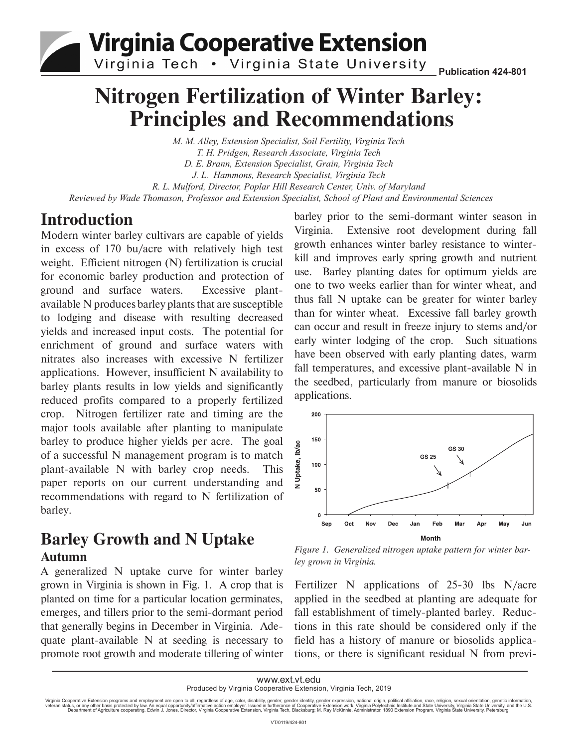# Nitrogen Fertilization of Winter Barley: Principles and Recommendations

*M. M. Alley, Extension Specialist, Soil Fertility, Virginia Tech*
*T. H. Pridgen, Research Associate, Virginia Tech*
*D. E. Brann, Extension Specialist, Grain, Virginia Tech*
*J. L. Hammons, Research Specialist, Virginia Tech*
*R. L. Mulford, Director, Poplar Hill Research Center, Univ. of Maryland*
*Reviewed by Wade Thomason, Professor and Extension Specialist, School of Plant and Environmental Sciences*

## Introduction

Modern winter barley cultivars are capable of yields in excess of 170 bu/acre with relatively high test weight. Efficient nitrogen (N) fertilization is crucial for economic barley production and protection of ground and surface waters. Excessive plant-available N produces barley plants that are susceptible to lodging and disease with resulting decreased yields and increased input costs. The potential for enrichment of ground and surface waters with nitrates also increases with excessive N fertilizer applications. However, insufficient N availability to barley plants results in low yields and significantly reduced profits compared to a properly fertilized crop. Nitrogen fertilizer rate and timing are the major tools available after planting to manipulate barley to produce higher yields per acre. The goal of a successful N management program is to match plant-available N with barley crop needs. This paper reports on our current understanding and recommendations with regard to N fertilization of barley.

## Barley Growth and N Uptake

### Autumn

A generalized N uptake curve for winter barley grown in Virginia is shown in Fig. 1. A crop that is planted on time for a particular location germinates, emerges, and tillers prior to the semi-dormant period that generally begins in December in Virginia. Adequate plant-available N at seeding is necessary to promote root growth and moderate tillering of winter barley prior to the semi-dormant winter season in Virginia. Extensive root development during fall growth enhances winter barley resistance to winterkill and improves early spring growth and nutrient use. Barley planting dates for optimum yields are one to two weeks earlier than for winter wheat, and thus fall N uptake can be greater for winter barley than for winter wheat. Excessive fall barley growth can occur and result in freeze injury to stems and/or early winter lodging of the crop. Such situations have been observed with early planting dates, warm fall temperatures, and excessive plant-available N in the seedbed, particularly from manure or biosolids applications.

*Figure 1. Generalized nitrogen uptake pattern for winter barley grown in Virginia.*

Fertilizer N applications of 25-30 lbs N/acre applied in the seedbed at planting are adequate for fall establishment of timely-planted barley. Reductions in this rate should be considered only if the field has a history of manure or biosolids applications, or there is significant residual N from previ-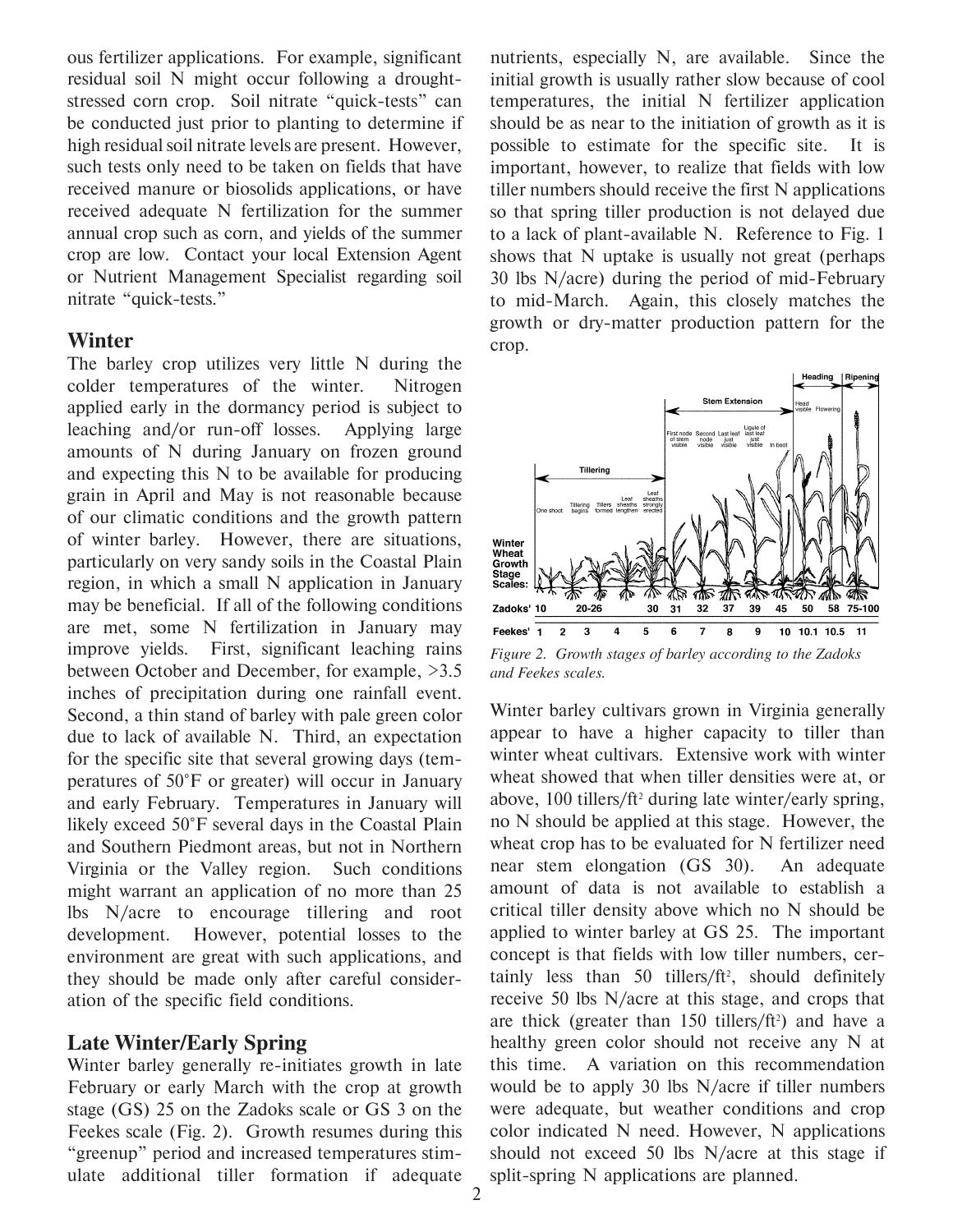ous fertilizer applications. For example, significant residual soil N might occur following a drought-stressed corn crop. Soil nitrate "quick-tests" can be conducted just prior to planting to determine if high residual soil nitrate levels are present. However, such tests only need to be taken on fields that have received manure or biosolids applications, or have received adequate N fertilization for the summer annual crop such as corn, and yields of the summer crop are low. Contact your local Extension Agent or Nutrient Management Specialist regarding soil nitrate "quick-tests."

## Winter

The barley crop utilizes very little N during the colder temperatures of the winter. Nitrogen applied early in the dormancy period is subject to leaching and/or run-off losses. Applying large amounts of N during January on frozen ground and expecting this N to be available for producing grain in April and May is not reasonable because of our climatic conditions and the growth pattern of winter barley. However, there are situations, particularly on very sandy soils in the Coastal Plain region, in which a small N application in January may be beneficial. If all of the following conditions are met, some N fertilization in January may improve yields. First, significant leaching rains between October and December, for example, >3.5 inches of precipitation during one rainfall event. Second, a thin stand of barley with pale green color due to lack of available N. Third, an expectation for the specific site that several growing days (temperatures of 50°F or greater) will occur in January and early February. Temperatures in January will likely exceed 50°F several days in the Coastal Plain and Southern Piedmont areas, but not in Northern Virginia or the Valley region. Such conditions might warrant an application of no more than 25 lbs N/acre to encourage tillering and root development. However, potential losses to the environment are great with such applications, and they should be made only after careful consideration of the specific field conditions.

## Late Winter/Early Spring

Winter barley generally re-initiates growth in late February or early March with the crop at growth stage (GS) 25 on the Zadoks scale or GS 3 on the Feekes scale (Fig. 2). Growth resumes during this "greenup" period and increased temperatures stimulate additional tiller formation if adequate nutrients, especially N, are available. Since the initial growth is usually rather slow because of cool temperatures, the initial N fertilizer application should be as near to the initiation of growth as it is possible to estimate for the specific site. It is important, however, to realize that fields with low tiller numbers should receive the first N applications so that spring tiller production is not delayed due to a lack of plant-available N. Reference to Fig. 1 shows that N uptake is usually not great (perhaps 30 lbs N/acre) during the period of mid-February to mid-March. Again, this closely matches the growth or dry-matter production pattern for the crop.

*Figure 2. Growth stages of barley according to the Zadoks and Feekes scales.*

Winter barley cultivars grown in Virginia generally appear to have a higher capacity to tiller than winter wheat cultivars. Extensive work with winter wheat showed that when tiller densities were at, or above, 100 tillers/ft$^2$ during late winter/early spring, no N should be applied at this stage. However, the wheat crop has to be evaluated for N fertilizer need near stem elongation (GS 30). An adequate amount of data is not available to establish a critical tiller density above which no N should be applied to winter barley at GS 25. The important concept is that fields with low tiller numbers, certainly less than 50 tillers/ft$^2$, should definitely receive 50 lbs N/acre at this stage, and crops that are thick (greater than 150 tillers/ft$^2$) and have a healthy green color should not receive any N at this time. A variation on this recommendation would be to apply 30 lbs N/acre if tiller numbers were adequate, but weather conditions and crop color indicated N need. However, N applications should not exceed 50 lbs N/acre at this stage if split-spring N applications are planned.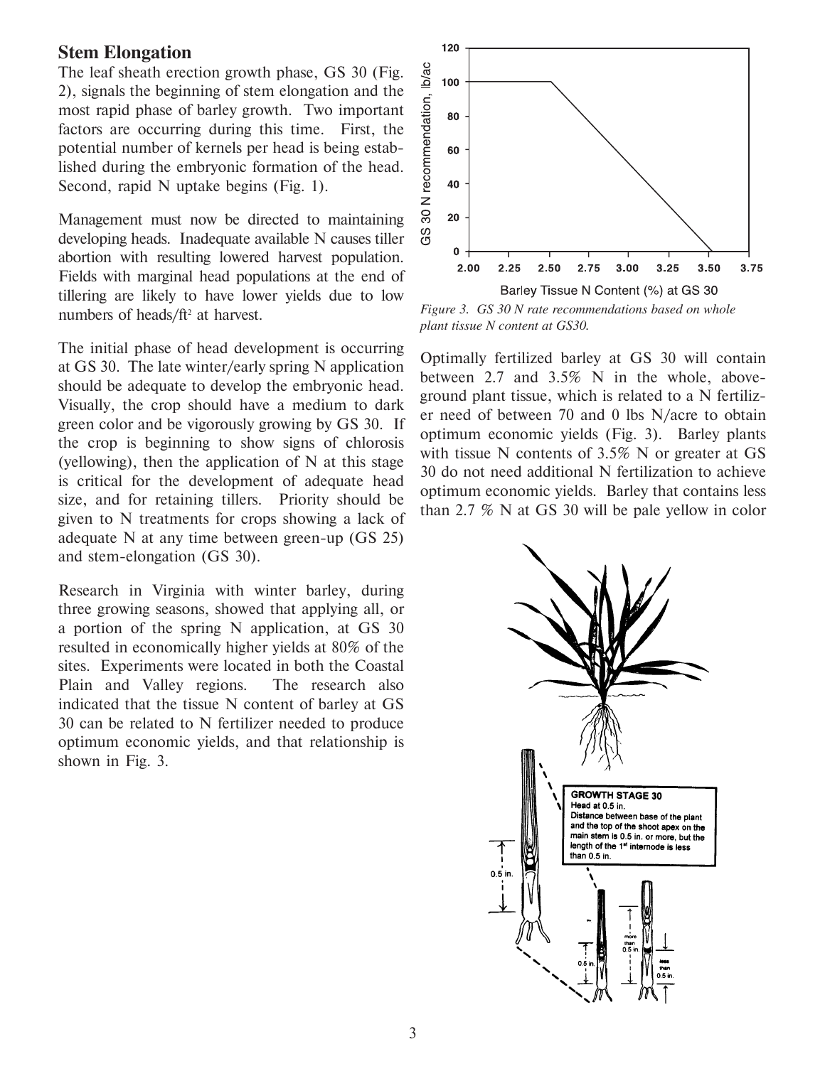## Stem Elongation

The leaf sheath erection growth phase, GS 30 (Fig. 2), signals the beginning of stem elongation and the most rapid phase of barley growth. Two important factors are occurring during this time. First, the potential number of kernels per head is being established during the embryonic formation of the head. Second, rapid N uptake begins (Fig. 1).

Management must now be directed to maintaining developing heads. Inadequate available N causes tiller abortion with resulting lowered harvest population. Fields with marginal head populations at the end of tillering are likely to have lower yields due to low numbers of heads/ft$^2$ at harvest.

The initial phase of head development is occurring at GS 30. The late winter/early spring N application should be adequate to develop the embryonic head. Visually, the crop should have a medium to dark green color and be vigorously growing by GS 30. If the crop is beginning to show signs of chlorosis (yellowing), then the application of N at this stage is critical for the development of adequate head size, and for retaining tillers. Priority should be given to N treatments for crops showing a lack of adequate N at any time between green-up (GS 25) and stem-elongation (GS 30).

Research in Virginia with winter barley, during three growing seasons, showed that applying all, or a portion of the spring N application, at GS 30 resulted in economically higher yields at 80% of the sites. Experiments were located in both the Coastal Plain and Valley regions. The research also indicated that the tissue N content of barley at GS 30 can be related to N fertilizer needed to produce optimum economic yields, and that relationship is shown in Fig. 3.

*Figure 3. GS 30 N rate recommendations based on whole plant tissue N content at GS30.*

Optimally fertilized barley at GS 30 will contain between 2.7 and 3.5% N in the whole, above-ground plant tissue, which is related to a N fertilizer need of between 70 and 0 lbs N/acre to obtain optimum economic yields (Fig. 3). Barley plants with tissue N contents of 3.5% N or greater at GS 30 do not need additional N fertilization to achieve optimum economic yields. Barley that contains less than 2.7 % N at GS 30 will be pale yellow in color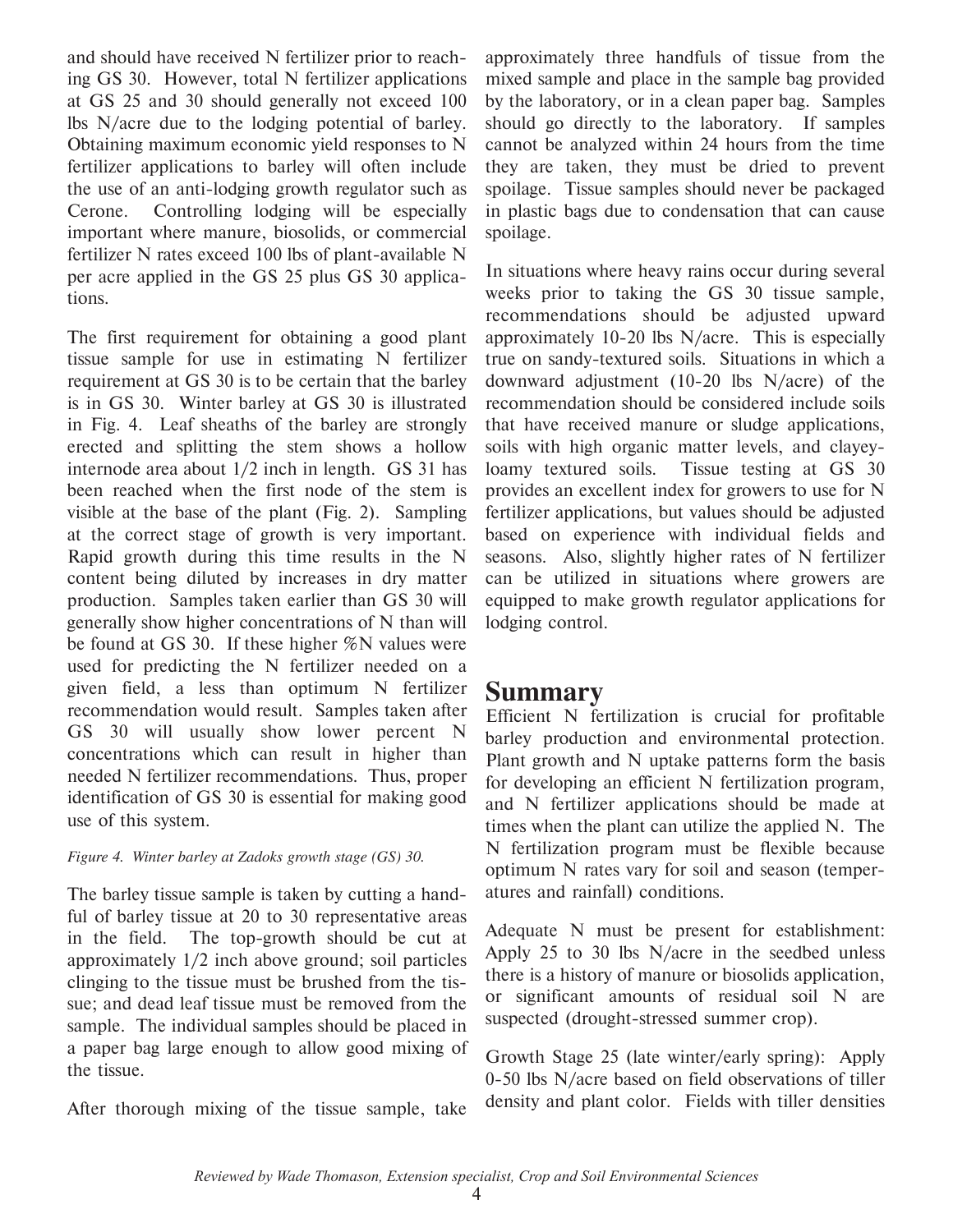and should have received N fertilizer prior to reaching GS 30. However, total N fertilizer applications at GS 25 and 30 should generally not exceed 100 lbs N/acre due to the lodging potential of barley. Obtaining maximum economic yield responses to N fertilizer applications to barley will often include the use of an anti-lodging growth regulator such as Cerone. Controlling lodging will be especially important where manure, biosolids, or commercial fertilizer N rates exceed 100 lbs of plant-available N per acre applied in the GS 25 plus GS 30 applications.

The first requirement for obtaining a good plant tissue sample for use in estimating N fertilizer requirement at GS 30 is to be certain that the barley is in GS 30. Winter barley at GS 30 is illustrated in Fig. 4. Leaf sheaths of the barley are strongly erected and splitting the stem shows a hollow internode area about 1/2 inch in length. GS 31 has been reached when the first node of the stem is visible at the base of the plant (Fig. 2). Sampling at the correct stage of growth is very important. Rapid growth during this time results in the N content being diluted by increases in dry matter production. Samples taken earlier than GS 30 will generally show higher concentrations of N than will be found at GS 30. If these higher %N values were used for predicting the N fertilizer needed on a given field, a less than optimum N fertilizer recommendation would result. Samples taken after GS 30 will usually show lower percent N concentrations which can result in higher than needed N fertilizer recommendations. Thus, proper identification of GS 30 is essential for making good use of this system.

*Figure 4. Winter barley at Zadoks growth stage (GS) 30.*

The barley tissue sample is taken by cutting a handful of barley tissue at 20 to 30 representative areas in the field. The top-growth should be cut at approximately 1/2 inch above ground; soil particles clinging to the tissue must be brushed from the tissue; and dead leaf tissue must be removed from the sample. The individual samples should be placed in a paper bag large enough to allow good mixing of the tissue.

After thorough mixing of the tissue sample, take approximately three handfuls of tissue from the mixed sample and place in the sample bag provided by the laboratory, or in a clean paper bag. Samples should go directly to the laboratory. If samples cannot be analyzed within 24 hours from the time they are taken, they must be dried to prevent spoilage. Tissue samples should never be packaged in plastic bags due to condensation that can cause spoilage.

In situations where heavy rains occur during several weeks prior to taking the GS 30 tissue sample, recommendations should be adjusted upward approximately 10-20 lbs N/acre. This is especially true on sandy-textured soils. Situations in which a downward adjustment (10-20 lbs N/acre) of the recommendation should be considered include soils that have received manure or sludge applications, soils with high organic matter levels, and clayey-loamy textured soils. Tissue testing at GS 30 provides an excellent index for growers to use for N fertilizer applications, but values should be adjusted based on experience with individual fields and seasons. Also, slightly higher rates of N fertilizer can be utilized in situations where growers are equipped to make growth regulator applications for lodging control.

## Summary

Efficient N fertilization is crucial for profitable barley production and environmental protection. Plant growth and N uptake patterns form the basis for developing an efficient N fertilization program, and N fertilizer applications should be made at times when the plant can utilize the applied N. The N fertilization program must be flexible because optimum N rates vary for soil and season (temperatures and rainfall) conditions.

Adequate N must be present for establishment: Apply 25 to 30 lbs N/acre in the seedbed unless there is a history of manure or biosolids application, or significant amounts of residual soil N are suspected (drought-stressed summer crop).

Growth Stage 25 (late winter/early spring): Apply 0-50 lbs N/acre based on field observations of tiller density and plant color. Fields with tiller densities

*Reviewed by Wade Thomason, Extension specialist, Crop and Soil Environmental Sciences*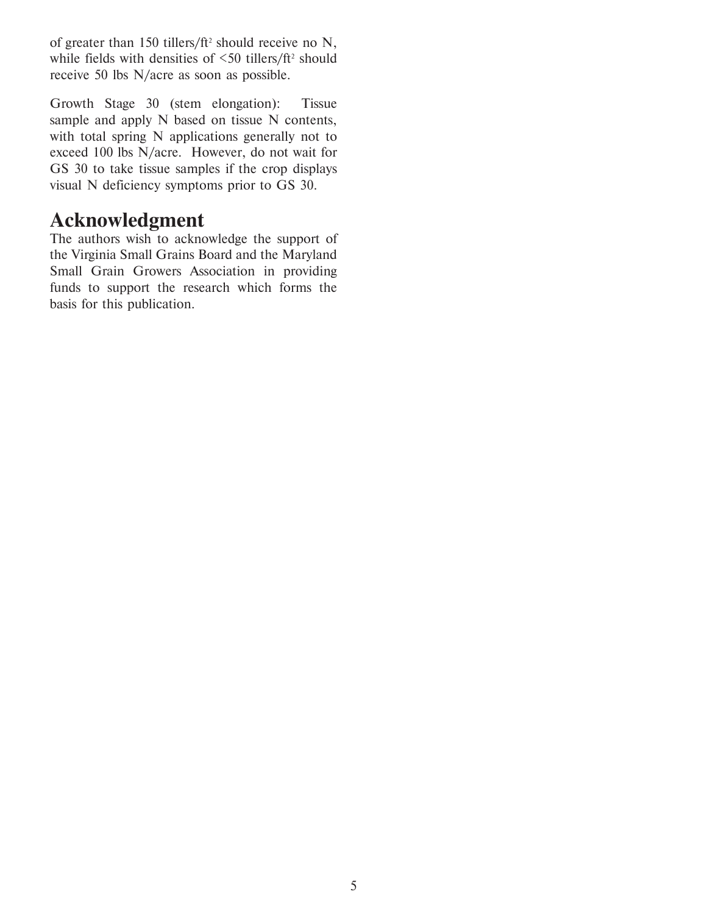of greater than 150 tillers/$ft^2$ should receive no N, while fields with densities of <50 tillers/$ft^2$ should receive 50 lbs N/acre as soon as possible.

Growth Stage 30 (stem elongation): Tissue sample and apply N based on tissue N contents, with total spring N applications generally not to exceed 100 lbs N/acre. However, do not wait for GS 30 to take tissue samples if the crop displays visual N deficiency symptoms prior to GS 30.

## Acknowledgment

The authors wish to acknowledge the support of the Virginia Small Grains Board and the Maryland Small Grain Growers Association in providing funds to support the research which forms the basis for this publication.